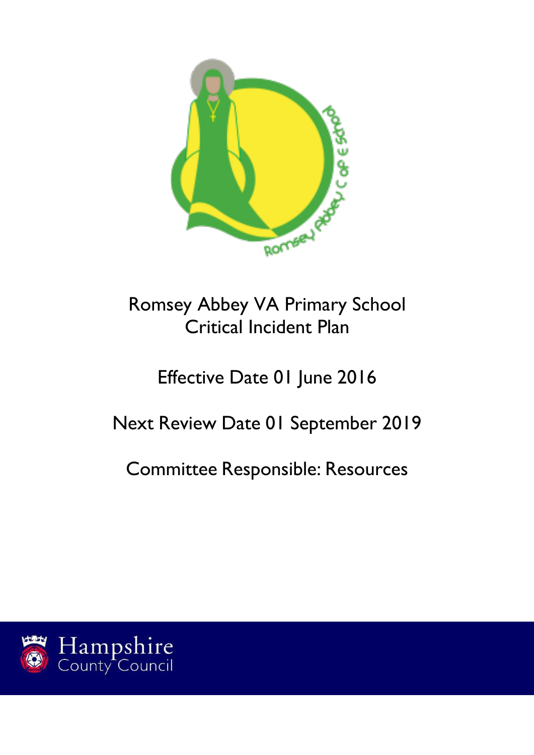# Romsey Abbey VA Primary School
# Critical Incident Plan

Effective Date 01 June 2016

Next Review Date 01 September 2019

Committee Responsible: Resources

Hampshire County Council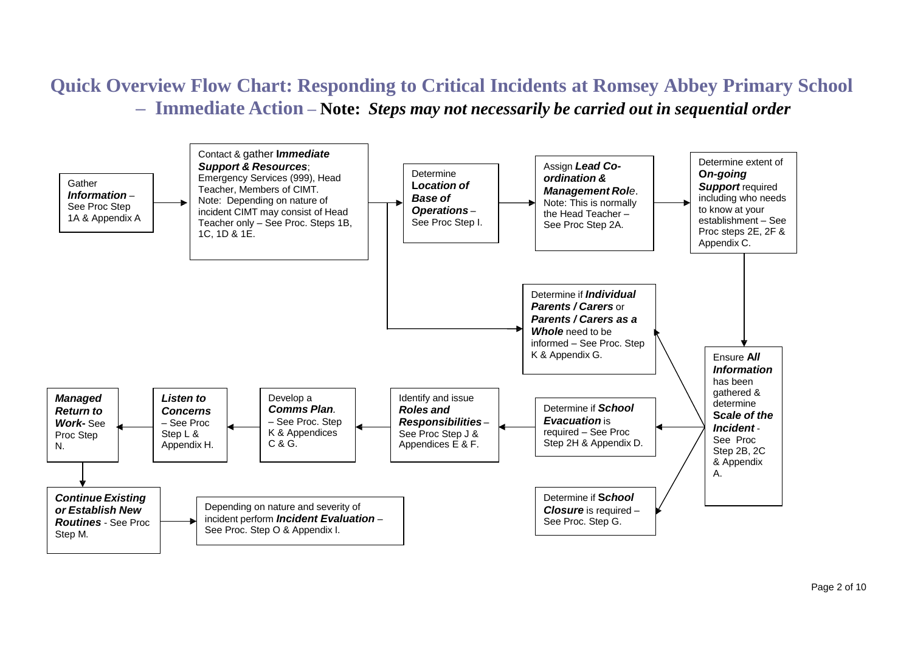# Quick Overview Flow Chart: Responding to Critical Incidents at Romsey Abbey Primary School – Immediate Action – Note: *Steps may not necessarily be carried out in sequential order*

1. Gather ***Information*** – See Proc Step 1A & Appendix A
2. Contact & gather ***Immediate Support & Resources***; Emergency Services (999), Head Teacher, Members of CIMT. Note: Depending on nature of incident CIMT may consist of Head Teacher only – See Proc. Steps 1B, 1C, 1D & 1E.
3. Determine ***Location of Base of Operations*** – See Proc Step I.
4. Determine if ***Individual Parents / Carers*** or ***Parents / Carers as a Whole*** need to be informed – See Proc. Step K & Appendix G.
5. Assign ***Lead Co-ordination & Management Role***. Note: This is normally the Head Teacher – See Proc Step 2A.
6. Determine extent of ***On-going Support*** required including who needs to know at your establishment – See Proc steps 2E, 2F & Appendix C.
7. Ensure ***All Information*** has been gathered & determine ***Scale of the Incident*** - See Proc Step 2B, 2C & Appendix A.
8. Determine if ***School Evacuation*** is required – See Proc Step 2H & Appendix D.
9. Determine if ***School Closure*** is required – See Proc. Step G.
10. Identify and issue ***Roles and Responsibilities*** – See Proc Step J & Appendices E & F.
11. Develop a ***Comms Plan***. – See Proc. Step K & Appendices C & G.
12. ***Listen to Concerns*** – See Proc Step L & Appendix H.
13. ***Managed Return to Work***- See Proc Step N.
14. ***Continue Existing or Establish New Routines*** - See Proc Step M.
15. Depending on nature and severity of incident perform ***Incident Evaluation*** – See Proc. Step O & Appendix I.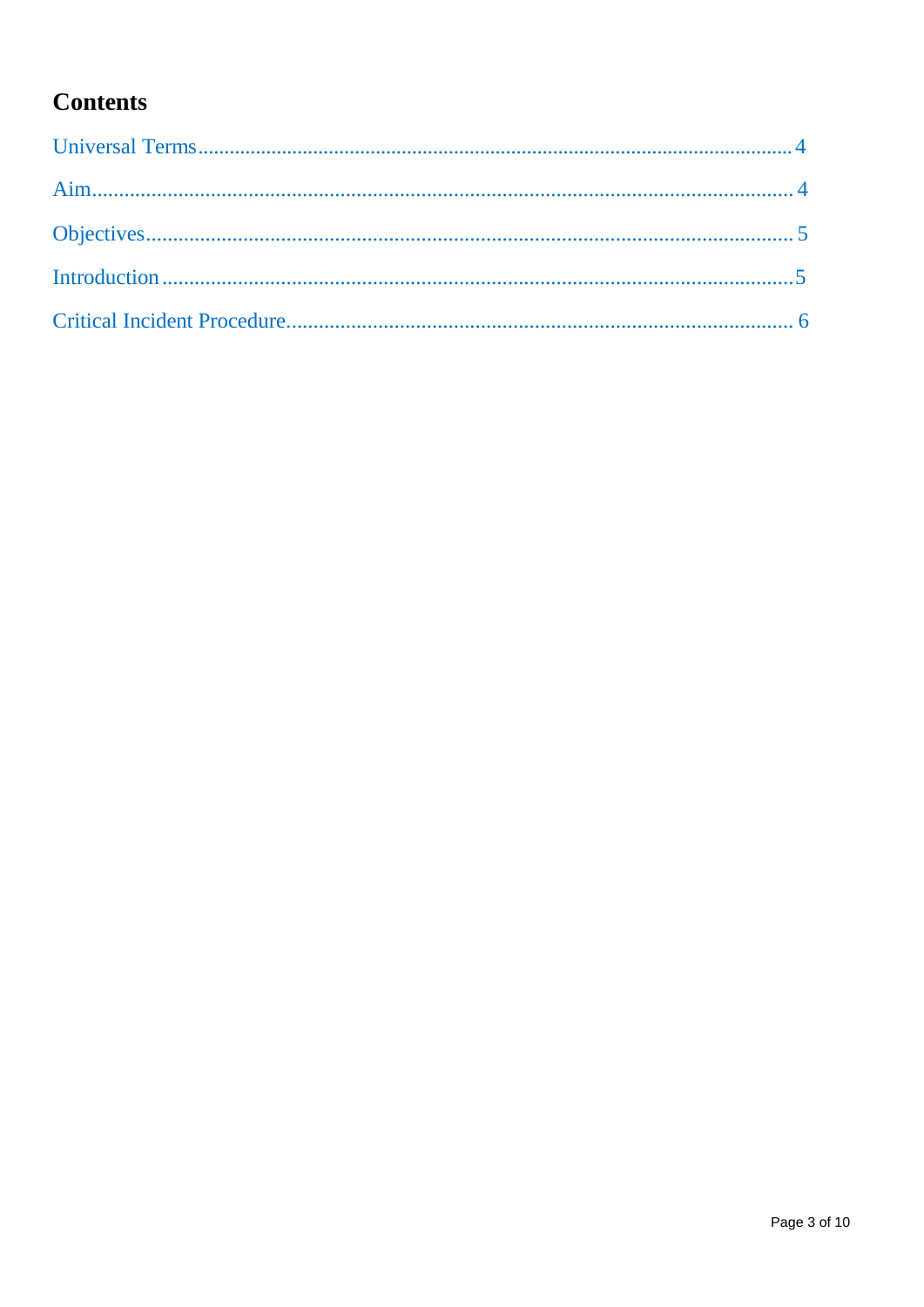# Contents

Universal Terms .............................................................................................................. 4

Aim................................................................................................................................ 4

Objectives...................................................................................................................... 5

Introduction .................................................................................................................... 5

Critical Incident Procedure............................................................................................. 6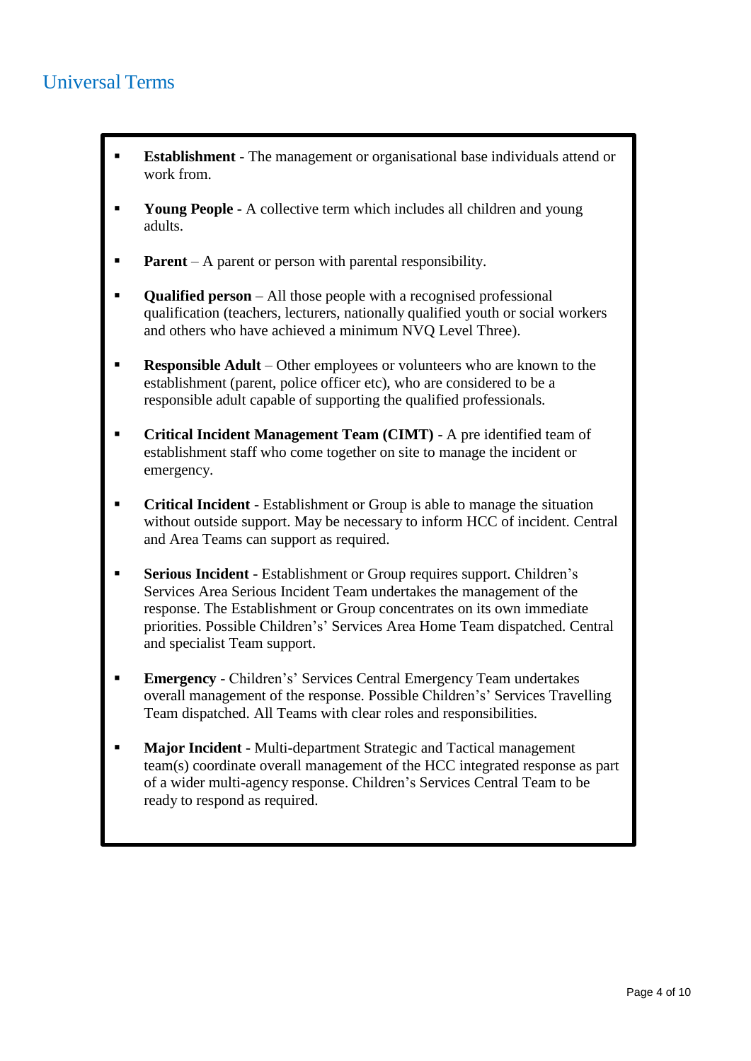# Universal Terms

- **Establishment** - The management or organisational base individuals attend or work from.
- **Young People** - A collective term which includes all children and young adults.
- **Parent** – A parent or person with parental responsibility.
- **Qualified person** – All those people with a recognised professional qualification (teachers, lecturers, nationally qualified youth or social workers and others who have achieved a minimum NVQ Level Three).
- **Responsible Adult** – Other employees or volunteers who are known to the establishment (parent, police officer etc), who are considered to be a responsible adult capable of supporting the qualified professionals.
- **Critical Incident Management Team (CIMT)** - A pre identified team of establishment staff who come together on site to manage the incident or emergency.
- **Critical Incident** - Establishment or Group is able to manage the situation without outside support. May be necessary to inform HCC of incident. Central and Area Teams can support as required.
- **Serious Incident** - Establishment or Group requires support. Children's Services Area Serious Incident Team undertakes the management of the response. The Establishment or Group concentrates on its own immediate priorities. Possible Children's' Services Area Home Team dispatched. Central and specialist Team support.
- **Emergency** - Children's' Services Central Emergency Team undertakes overall management of the response. Possible Children's' Services Travelling Team dispatched. All Teams with clear roles and responsibilities.
- **Major Incident** - Multi-department Strategic and Tactical management team(s) coordinate overall management of the HCC integrated response as part of a wider multi-agency response. Children's Services Central Team to be ready to respond as required.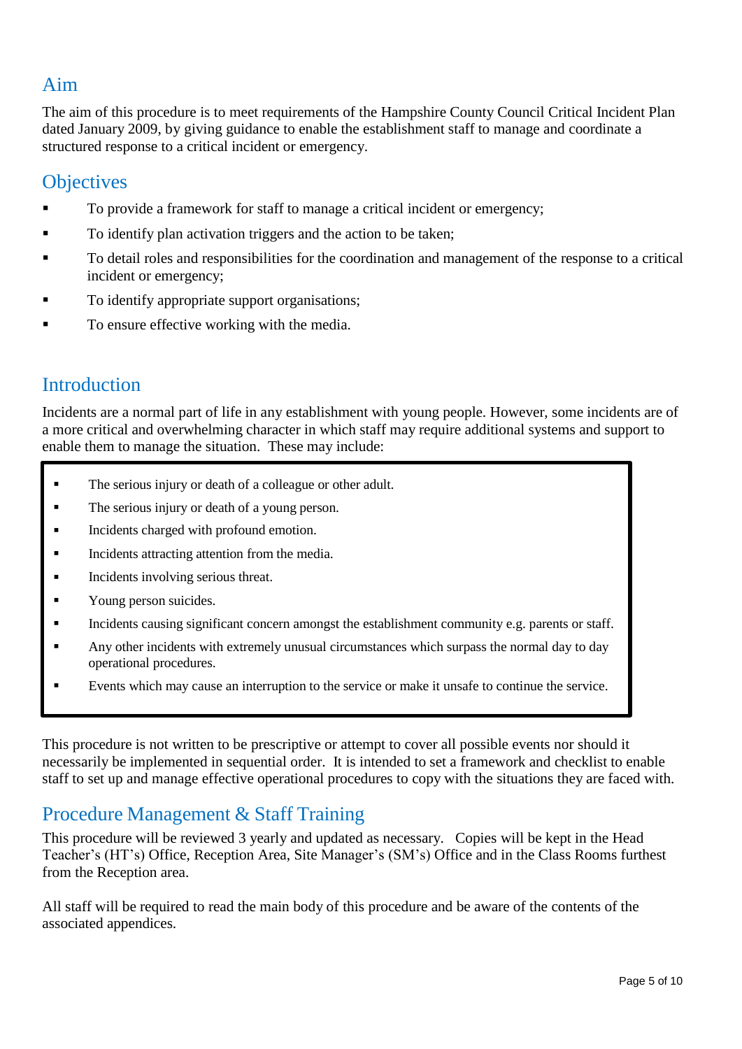## Aim

The aim of this procedure is to meet requirements of the Hampshire County Council Critical Incident Plan dated January 2009, by giving guidance to enable the establishment staff to manage and coordinate a structured response to a critical incident or emergency.

## Objectives

- To provide a framework for staff to manage a critical incident or emergency;
- To identify plan activation triggers and the action to be taken;
- To detail roles and responsibilities for the coordination and management of the response to a critical incident or emergency;
- To identify appropriate support organisations;
- To ensure effective working with the media.

## Introduction

Incidents are a normal part of life in any establishment with young people. However, some incidents are of a more critical and overwhelming character in which staff may require additional systems and support to enable them to manage the situation. These may include:

- The serious injury or death of a colleague or other adult.
- The serious injury or death of a young person.
- Incidents charged with profound emotion.
- Incidents attracting attention from the media.
- Incidents involving serious threat.
- Young person suicides.
- Incidents causing significant concern amongst the establishment community e.g. parents or staff.
- Any other incidents with extremely unusual circumstances which surpass the normal day to day operational procedures.
- Events which may cause an interruption to the service or make it unsafe to continue the service.

This procedure is not written to be prescriptive or attempt to cover all possible events nor should it necessarily be implemented in sequential order. It is intended to set a framework and checklist to enable staff to set up and manage effective operational procedures to copy with the situations they are faced with.

## Procedure Management & Staff Training

This procedure will be reviewed 3 yearly and updated as necessary. Copies will be kept in the Head Teacher's (HT's) Office, Reception Area, Site Manager's (SM's) Office and in the Class Rooms furthest from the Reception area.

All staff will be required to read the main body of this procedure and be aware of the contents of the associated appendices.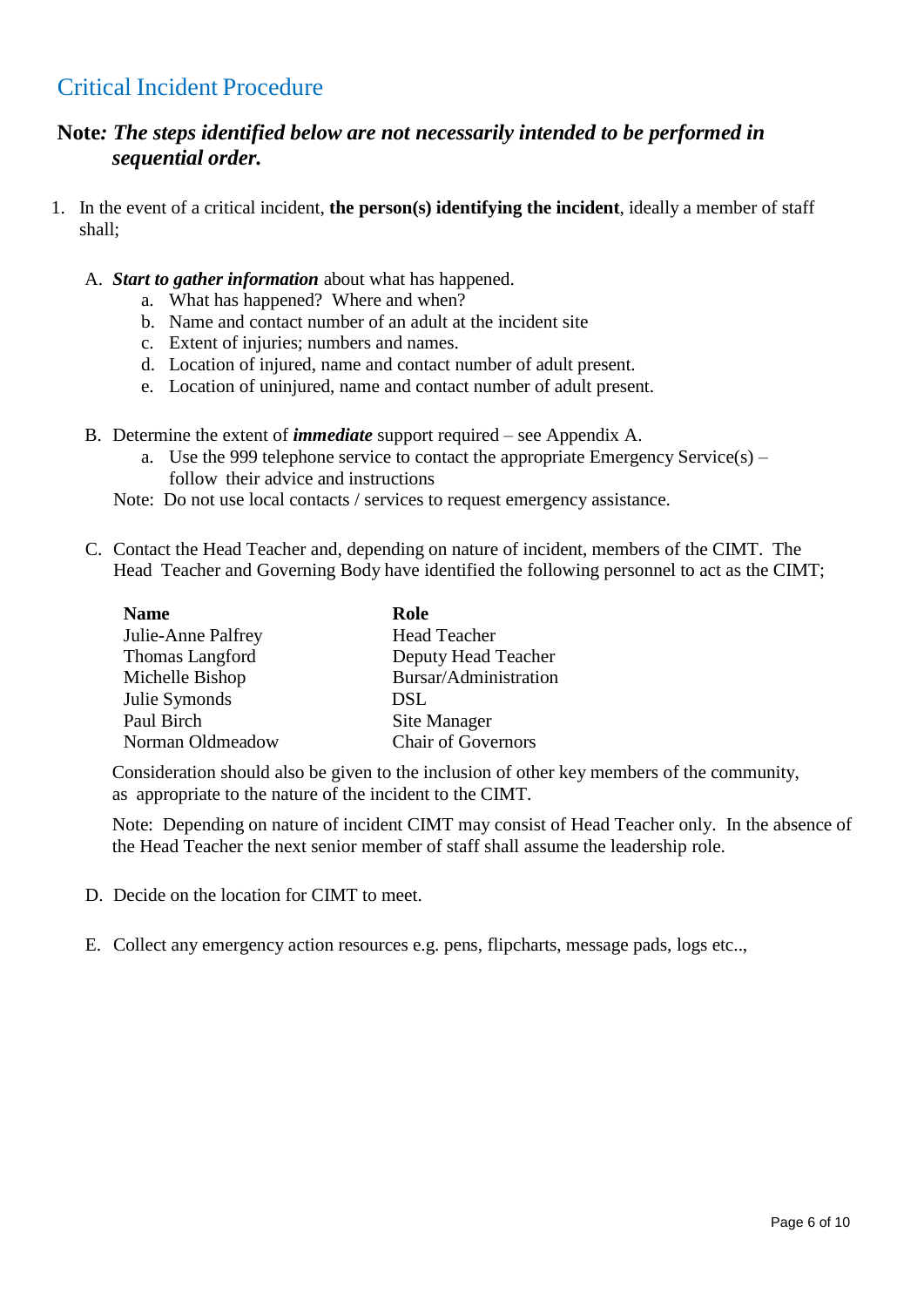## Critical Incident Procedure

**Note*: The steps identified below are not necessarily intended to be performed in sequential order.***

1. In the event of a critical incident, **the person(s) identifying the incident**, ideally a member of staff shall;

   A. ***Start to gather information*** about what has happened.
      a. What has happened? Where and when?
      b. Name and contact number of an adult at the incident site
      c. Extent of injuries; numbers and names.
      d. Location of injured, name and contact number of adult present.
      e. Location of uninjured, name and contact number of adult present.

   B. Determine the extent of ***immediate*** support required – see Appendix A.
      a. Use the 999 telephone service to contact the appropriate Emergency Service(s) – follow their advice and instructions

      Note: Do not use local contacts / services to request emergency assistance.

   C. Contact the Head Teacher and, depending on nature of incident, members of the CIMT. The Head Teacher and Governing Body have identified the following personnel to act as the CIMT;

      | Name | Role |
      |---|---|
      | Julie-Anne Palfrey | Head Teacher |
      | Thomas Langford | Deputy Head Teacher |
      | Michelle Bishop | Bursar/Administration |
      | Julie Symonds | DSL |
      | Paul Birch | Site Manager |
      | Norman Oldmeadow | Chair of Governors |

      Consideration should also be given to the inclusion of other key members of the community, as appropriate to the nature of the incident to the CIMT.

      Note: Depending on nature of incident CIMT may consist of Head Teacher only. In the absence of the Head Teacher the next senior member of staff shall assume the leadership role.

   D. Decide on the location for CIMT to meet.

   E. Collect any emergency action resources e.g. pens, flipcharts, message pads, logs etc..,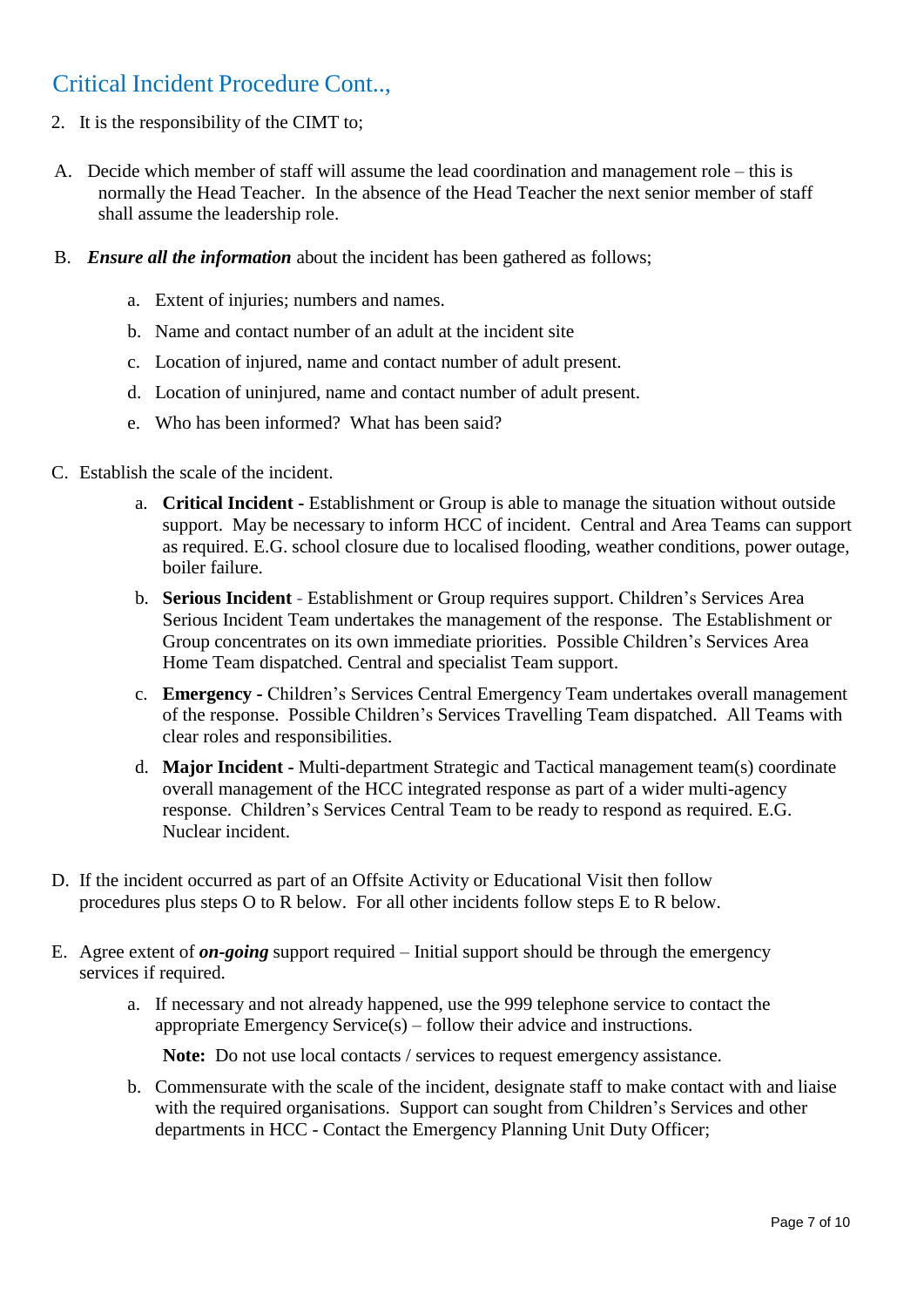## Critical Incident Procedure Cont..,

2. It is the responsibility of the CIMT to;

A. Decide which member of staff will assume the lead coordination and management role – this is normally the Head Teacher. In the absence of the Head Teacher the next senior member of staff shall assume the leadership role.

B. ***Ensure all the information*** about the incident has been gathered as follows;

   a. Extent of injuries; numbers and names.

   b. Name and contact number of an adult at the incident site

   c. Location of injured, name and contact number of adult present.

   d. Location of uninjured, name and contact number of adult present.

   e. Who has been informed? What has been said?

C. Establish the scale of the incident.

   a. **Critical Incident -** Establishment or Group is able to manage the situation without outside support. May be necessary to inform HCC of incident. Central and Area Teams can support as required. E.G. school closure due to localised flooding, weather conditions, power outage, boiler failure.

   b. **Serious Incident** - Establishment or Group requires support. Children's Services Area Serious Incident Team undertakes the management of the response. The Establishment or Group concentrates on its own immediate priorities. Possible Children's Services Area Home Team dispatched. Central and specialist Team support.

   c. **Emergency -** Children's Services Central Emergency Team undertakes overall management of the response. Possible Children's Services Travelling Team dispatched. All Teams with clear roles and responsibilities.

   d. **Major Incident -** Multi-department Strategic and Tactical management team(s) coordinate overall management of the HCC integrated response as part of a wider multi-agency response. Children's Services Central Team to be ready to respond as required. E.G. Nuclear incident.

D. If the incident occurred as part of an Offsite Activity or Educational Visit then follow procedures plus steps O to R below. For all other incidents follow steps E to R below.

E. Agree extent of ***on-going*** support required – Initial support should be through the emergency services if required.

   a. If necessary and not already happened, use the 999 telephone service to contact the appropriate Emergency Service(s) – follow their advice and instructions.

      **Note:** Do not use local contacts / services to request emergency assistance.

   b. Commensurate with the scale of the incident, designate staff to make contact with and liaise with the required organisations. Support can sought from Children's Services and other departments in HCC - Contact the Emergency Planning Unit Duty Officer;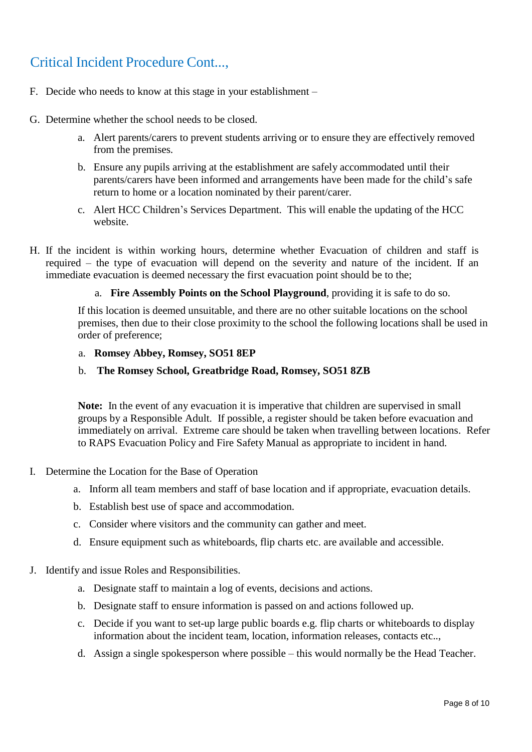## Critical Incident Procedure Cont...,

F. Decide who needs to know at this stage in your establishment –

G. Determine whether the school needs to be closed.

   a. Alert parents/carers to prevent students arriving or to ensure they are effectively removed from the premises.

   b. Ensure any pupils arriving at the establishment are safely accommodated until their parents/carers have been informed and arrangements have been made for the child's safe return to home or a location nominated by their parent/carer.

   c. Alert HCC Children's Services Department. This will enable the updating of the HCC website.

H. If the incident is within working hours, determine whether Evacuation of children and staff is required – the type of evacuation will depend on the severity and nature of the incident. If an immediate evacuation is deemed necessary the first evacuation point should be to the;

   a. **Fire Assembly Points on the School Playground**, providing it is safe to do so.

   If this location is deemed unsuitable, and there are no other suitable locations on the school premises, then due to their close proximity to the school the following locations shall be used in order of preference;

   a. **Romsey Abbey, Romsey, SO51 8EP**

   b. **The Romsey School, Greatbridge Road, Romsey, SO51 8ZB**

   **Note:** In the event of any evacuation it is imperative that children are supervised in small groups by a Responsible Adult. If possible, a register should be taken before evacuation and immediately on arrival. Extreme care should be taken when travelling between locations. Refer to RAPS Evacuation Policy and Fire Safety Manual as appropriate to incident in hand.

I. Determine the Location for the Base of Operation

   a. Inform all team members and staff of base location and if appropriate, evacuation details.

   b. Establish best use of space and accommodation.

   c. Consider where visitors and the community can gather and meet.

   d. Ensure equipment such as whiteboards, flip charts etc. are available and accessible.

J. Identify and issue Roles and Responsibilities.

   a. Designate staff to maintain a log of events, decisions and actions.

   b. Designate staff to ensure information is passed on and actions followed up.

   c. Decide if you want to set-up large public boards e.g. flip charts or whiteboards to display information about the incident team, location, information releases, contacts etc..,

   d. Assign a single spokesperson where possible – this would normally be the Head Teacher.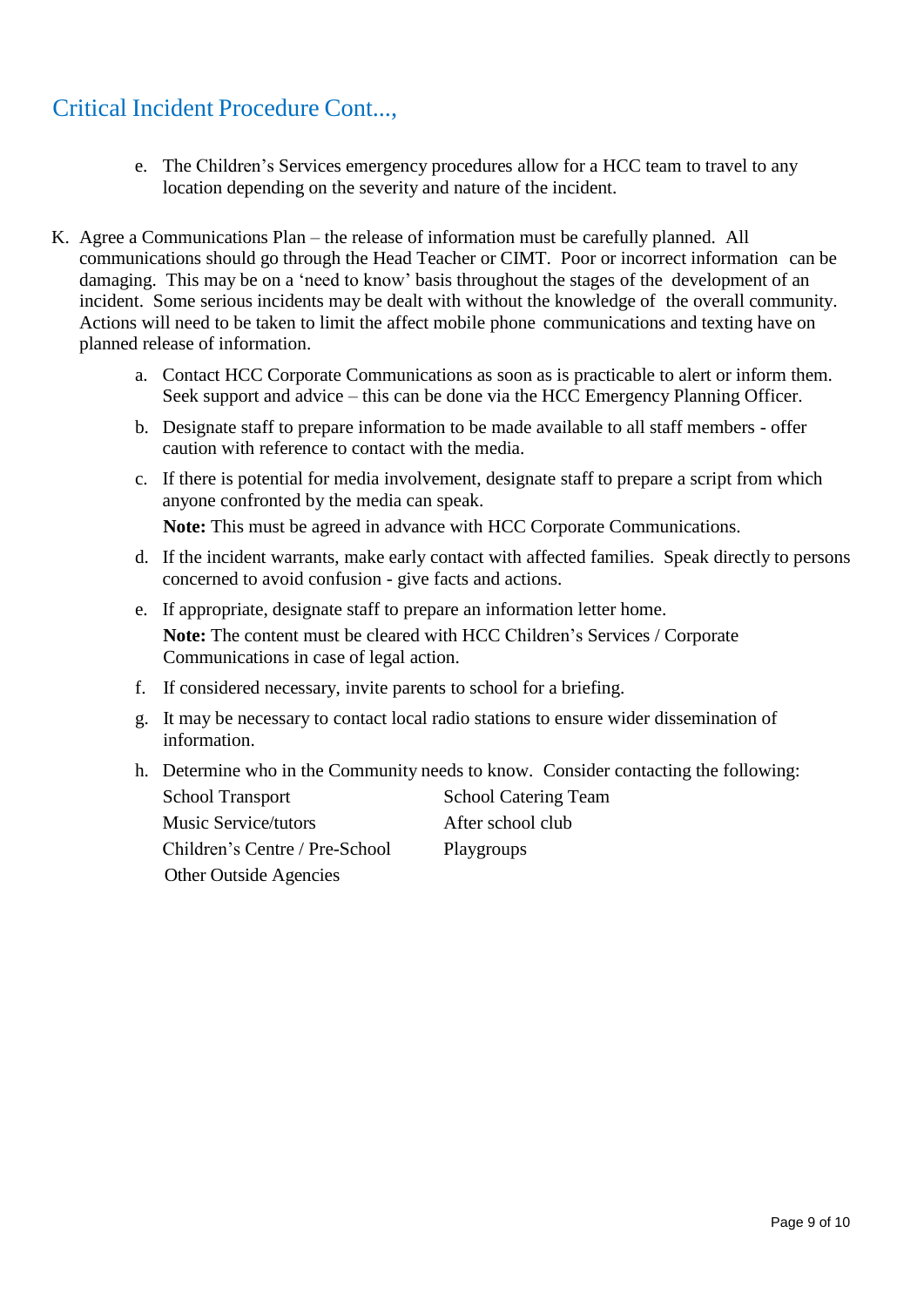## Critical Incident Procedure Cont...,

e. The Children's Services emergency procedures allow for a HCC team to travel to any location depending on the severity and nature of the incident.

K. Agree a Communications Plan – the release of information must be carefully planned. All communications should go through the Head Teacher or CIMT. Poor or incorrect information can be damaging. This may be on a 'need to know' basis throughout the stages of the development of an incident. Some serious incidents may be dealt with without the knowledge of the overall community. Actions will need to be taken to limit the affect mobile phone communications and texting have on planned release of information.

   a. Contact HCC Corporate Communications as soon as is practicable to alert or inform them. Seek support and advice – this can be done via the HCC Emergency Planning Officer.

   b. Designate staff to prepare information to be made available to all staff members - offer caution with reference to contact with the media.

   c. If there is potential for media involvement, designate staff to prepare a script from which anyone confronted by the media can speak.

      **Note:** This must be agreed in advance with HCC Corporate Communications.

   d. If the incident warrants, make early contact with affected families. Speak directly to persons concerned to avoid confusion - give facts and actions.

   e. If appropriate, designate staff to prepare an information letter home.

      **Note:** The content must be cleared with HCC Children's Services / Corporate Communications in case of legal action.

   f. If considered necessary, invite parents to school for a briefing.

   g. It may be necessary to contact local radio stations to ensure wider dissemination of information.

   h. Determine who in the Community needs to know. Consider contacting the following:

      - School Transport
      - School Catering Team
      - Music Service/tutors
      - After school club
      - Children's Centre / Pre-School
      - Playgroups
      - Other Outside Agencies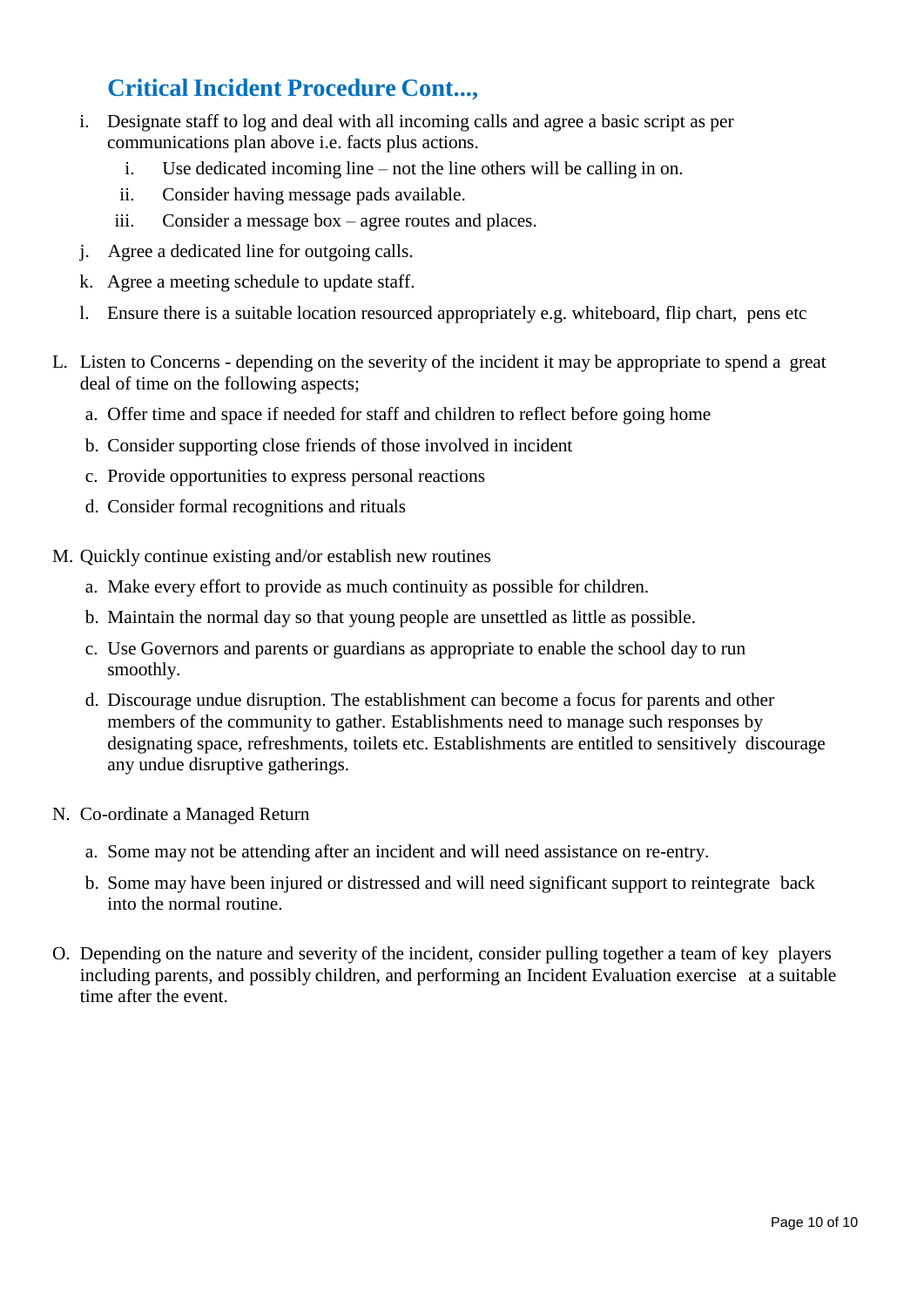## Critical Incident Procedure Cont...,

i. Designate staff to log and deal with all incoming calls and agree a basic script as per communications plan above i.e. facts plus actions.
   i. Use dedicated incoming line – not the line others will be calling in on.
   ii. Consider having message pads available.
   iii. Consider a message box – agree routes and places.

j. Agree a dedicated line for outgoing calls.

k. Agree a meeting schedule to update staff.

l. Ensure there is a suitable location resourced appropriately e.g. whiteboard, flip chart, pens etc

L. Listen to Concerns - depending on the severity of the incident it may be appropriate to spend a great deal of time on the following aspects;

   a. Offer time and space if needed for staff and children to reflect before going home
   b. Consider supporting close friends of those involved in incident
   c. Provide opportunities to express personal reactions
   d. Consider formal recognitions and rituals

M. Quickly continue existing and/or establish new routines

   a. Make every effort to provide as much continuity as possible for children.
   b. Maintain the normal day so that young people are unsettled as little as possible.
   c. Use Governors and parents or guardians as appropriate to enable the school day to run smoothly.
   d. Discourage undue disruption. The establishment can become a focus for parents and other members of the community to gather. Establishments need to manage such responses by designating space, refreshments, toilets etc. Establishments are entitled to sensitively discourage any undue disruptive gatherings.

N. Co-ordinate a Managed Return

   a. Some may not be attending after an incident and will need assistance on re-entry.
   b. Some may have been injured or distressed and will need significant support to reintegrate back into the normal routine.

O. Depending on the nature and severity of the incident, consider pulling together a team of key players including parents, and possibly children, and performing an Incident Evaluation exercise at a suitable time after the event.